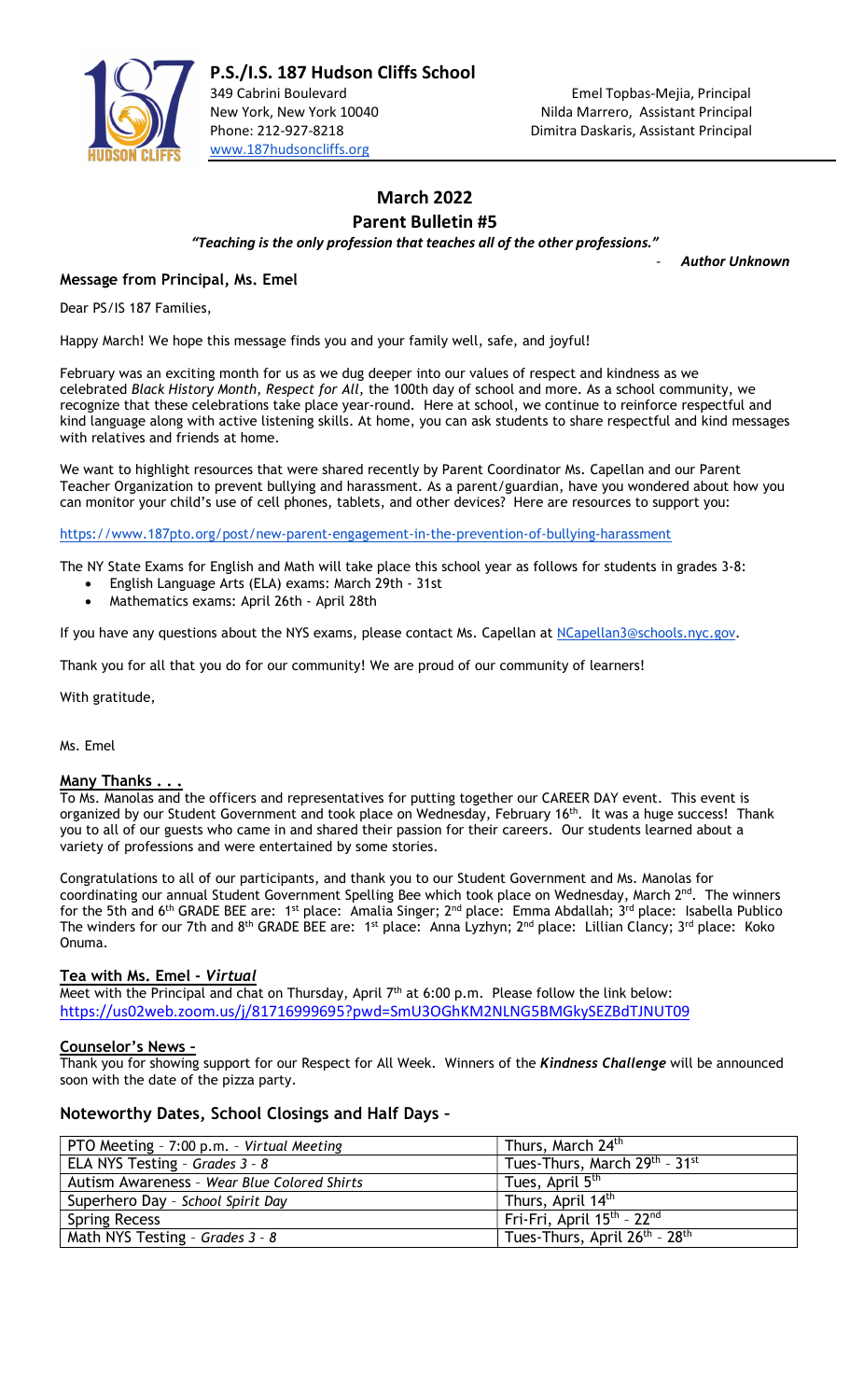# P.S./I.S. 187 Hudson Cliffs School

349 Cabrini Boulevard
New York, New York 10040
Phone: 212-927-8218
www.187hudsoncliffs.org

Emel Topbas-Mejia, Principal
Nilda Marrero, Assistant Principal
Dimitra Daskaris, Assistant Principal

## March 2022
## Parent Bulletin #5

***"Teaching is the only profession that teaches all of the other professions."***

\- ***Author Unknown***

### Message from Principal, Ms. Emel

Dear PS/IS 187 Families,

Happy March! We hope this message finds you and your family well, safe, and joyful!

February was an exciting month for us as we dug deeper into our values of respect and kindness as we celebrated *Black History Month*, *Respect for All*, the 100th day of school and more. As a school community, we recognize that these celebrations take place year-round. Here at school, we continue to reinforce respectful and kind language along with active listening skills. At home, you can ask students to share respectful and kind messages with relatives and friends at home.

We want to highlight resources that were shared recently by Parent Coordinator Ms. Capellan and our Parent Teacher Organization to prevent bullying and harassment. As a parent/guardian, have you wondered about how you can monitor your child's use of cell phones, tablets, and other devices? Here are resources to support you:

https://www.187pto.org/post/new-parent-engagement-in-the-prevention-of-bullying-harassment

The NY State Exams for English and Math will take place this school year as follows for students in grades 3-8:

- English Language Arts (ELA) exams: March 29th - 31st
- Mathematics exams: April 26th - April 28th

If you have any questions about the NYS exams, please contact Ms. Capellan at NCapellan3@schools.nyc.gov.

Thank you for all that you do for our community! We are proud of our community of learners!

With gratitude,

Ms. Emel

### Many Thanks . . .

To Ms. Manolas and the officers and representatives for putting together our CAREER DAY event. This event is organized by our Student Government and took place on Wednesday, February 16th. It was a huge success! Thank you to all of our guests who came in and shared their passion for their careers. Our students learned about a variety of professions and were entertained by some stories.

Congratulations to all of our participants, and thank you to our Student Government and Ms. Manolas for coordinating our annual Student Government Spelling Bee which took place on Wednesday, March 2nd. The winners for the 5th and 6th GRADE BEE are: 1st place: Amalia Singer; 2nd place: Emma Abdallah; 3rd place: Isabella Publico The winders for our 7th and 8th GRADE BEE are: 1st place: Anna Lyzhyn; 2nd place: Lillian Clancy; 3rd place: Koko Onuma.

### Tea with Ms. Emel - *Virtual*

Meet with the Principal and chat on Thursday, April 7th at 6:00 p.m. Please follow the link below:
https://us02web.zoom.us/j/81716999695?pwd=SmU3OGhKM2NLNG5BMGkySEZBdTJNUT09

### Counselor's News –

Thank you for showing support for our Respect for All Week. Winners of the ***Kindness Challenge*** will be announced soon with the date of the pizza party.

### Noteworthy Dates, School Closings and Half Days –

| Event | Date |
|---|---|
| PTO Meeting – 7:00 p.m. – *Virtual Meeting* | Thurs, March 24th |
| ELA NYS Testing – *Grades 3 - 8* | Tues-Thurs, March 29th – 31st |
| Autism Awareness – *Wear Blue Colored Shirts* | Tues, April 5th |
| Superhero Day – *School Spirit Day* | Thurs, April 14th |
| Spring Recess | Fri-Fri, April 15th – 22nd |
| Math NYS Testing – *Grades 3 - 8* | Tues-Thurs, April 26th – 28th |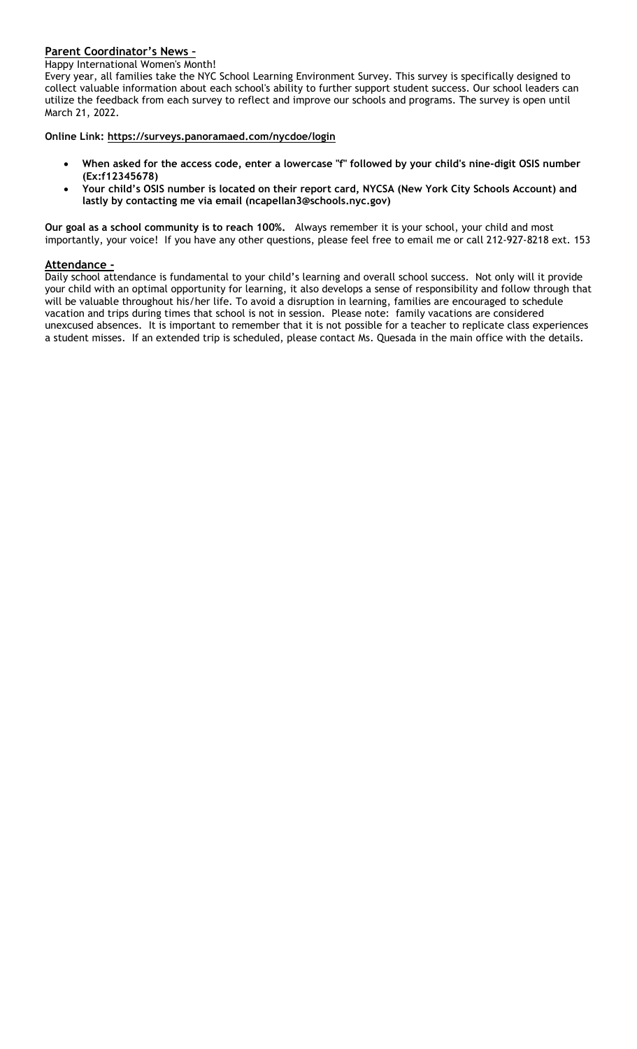## Parent Coordinator's News –

Happy International Women's Month!

Every year, all families take the NYC School Learning Environment Survey. This survey is specifically designed to collect valuable information about each school's ability to further support student success. Our school leaders can utilize the feedback from each survey to reflect and improve our schools and programs. The survey is open until March 21, 2022.

**Online Link: https://surveys.panoramaed.com/nycdoe/login**

- **When asked for the access code, enter a lowercase "f" followed by your child's nine-digit OSIS number (Ex:f12345678)**
- **Your child's OSIS number is located on their report card, NYCSA (New York City Schools Account) and lastly by contacting me via email (ncapellan3@schools.nyc.gov)**

**Our goal as a school community is to reach 100%.** Always remember it is your school, your child and most importantly, your voice! If you have any other questions, please feel free to email me or call 212-927-8218 ext. 153

## Attendance -

Daily school attendance is fundamental to your child's learning and overall school success. Not only will it provide your child with an optimal opportunity for learning, it also develops a sense of responsibility and follow through that will be valuable throughout his/her life. To avoid a disruption in learning, families are encouraged to schedule vacation and trips during times that school is not in session. Please note: family vacations are considered unexcused absences. It is important to remember that it is not possible for a teacher to replicate class experiences a student misses. If an extended trip is scheduled, please contact Ms. Quesada in the main office with the details.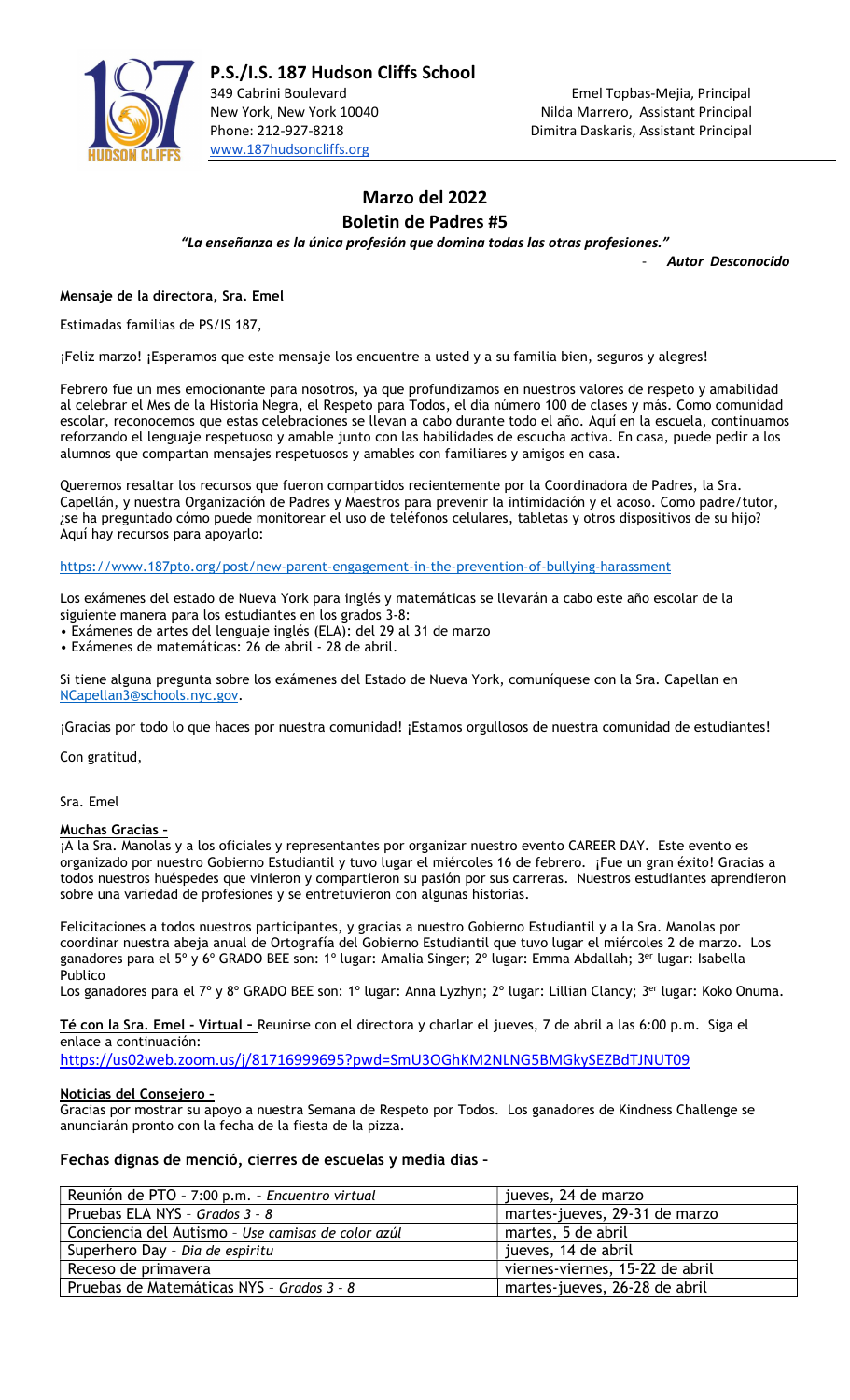**P.S./I.S. 187 Hudson Cliffs School**

349 Cabrini Boulevard
New York, New York 10040
Phone: 212-927-8218
www.187hudsoncliffs.org

Emel Topbas-Mejia, Principal
Nilda Marrero, Assistant Principal
Dimitra Daskaris, Assistant Principal

## Marzo del 2022

## Boletin de Padres #5

***"La enseñanza es la única profesión que domina todas las otras profesiones."***

- ***Autor Desconocido***

**Mensaje de la directora, Sra. Emel**

Estimadas familias de PS/IS 187,

¡Feliz marzo! ¡Esperamos que este mensaje los encuentre a usted y a su familia bien, seguros y alegres!

Febrero fue un mes emocionante para nosotros, ya que profundizamos en nuestros valores de respeto y amabilidad al celebrar el Mes de la Historia Negra, el Respeto para Todos, el día número 100 de clases y más. Como comunidad escolar, reconocemos que estas celebraciones se llevan a cabo durante todo el año. Aquí en la escuela, continuamos reforzando el lenguaje respetuoso y amable junto con las habilidades de escucha activa. En casa, puede pedir a los alumnos que compartan mensajes respetuosos y amables con familiares y amigos en casa.

Queremos resaltar los recursos que fueron compartidos recientemente por la Coordinadora de Padres, la Sra. Capellán, y nuestra Organización de Padres y Maestros para prevenir la intimidación y el acoso. Como padre/tutor, ¿se ha preguntado cómo puede monitorear el uso de teléfonos celulares, tabletas y otros dispositivos de su hijo? Aquí hay recursos para apoyarlo:

https://www.187pto.org/post/new-parent-engagement-in-the-prevention-of-bullying-harassment

Los exámenes del estado de Nueva York para inglés y matemáticas se llevarán a cabo este año escolar de la siguiente manera para los estudiantes en los grados 3-8:

- Exámenes de artes del lenguaje inglés (ELA): del 29 al 31 de marzo
- Exámenes de matemáticas: 26 de abril - 28 de abril.

Si tiene alguna pregunta sobre los exámenes del Estado de Nueva York, comuníquese con la Sra. Capellan en NCapellan3@schools.nyc.gov.

¡Gracias por todo lo que haces por nuestra comunidad! ¡Estamos orgullosos de nuestra comunidad de estudiantes!

Con gratitud,

Sra. Emel

**Muchas Gracias –**
¡A la Sra. Manolas y a los oficiales y representantes por organizar nuestro evento CAREER DAY. Este evento es organizado por nuestro Gobierno Estudiantil y tuvo lugar el miércoles 16 de febrero. ¡Fue un gran éxito! Gracias a todos nuestros huéspedes que vinieron y compartieron su pasión por sus carreras. Nuestros estudiantes aprendieron sobre una variedad de profesiones y se entretuvieron con algunas historias.

Felicitaciones a todos nuestros participantes, y gracias a nuestro Gobierno Estudiantil y a la Sra. Manolas por coordinar nuestra abeja anual de Ortografía del Gobierno Estudiantil que tuvo lugar el miércoles 2 de marzo. Los ganadores para el 5º y 6º GRADO BEE son: 1º lugar: Amalia Singer; 2º lugar: Emma Abdallah; 3er lugar: Isabella Publico
Los ganadores para el 7º y 8º GRADO BEE son: 1º lugar: Anna Lyzhyn; 2º lugar: Lillian Clancy; 3er lugar: Koko Onuma.

**Té con la Sra. Emel - Virtual –** Reunirse con el directora y charlar el jueves, 7 de abril a las 6:00 p.m. Siga el enlace a continuación:
https://us02web.zoom.us/j/81716999695?pwd=SmU3OGhKM2NLNG5BMGkySEZBdTJNUT09

**Noticias del Consejero –**
Gracias por mostrar su apoyo a nuestra Semana de Respeto por Todos. Los ganadores de Kindness Challenge se anunciarán pronto con la fecha de la fiesta de la pizza.

**Fechas dignas de mençió, cierres de escuelas y media dias –**

| | |
|---|---|
| Reunión de PTO – 7:00 p.m. – *Encuentro virtual* | jueves, 24 de marzo |
| Pruebas ELA NYS – *Grados 3 - 8* | martes-jueves, 29-31 de marzo |
| Conciencia del Autismo – *Use camisas de color azúl* | martes, 5 de abril |
| Superhero Day – *Dia de espiritu* | jueves, 14 de abril |
| Receso de primavera | viernes-viernes, 15-22 de abril |
| Pruebas de Matemáticas NYS – *Grados 3 - 8* | martes-jueves, 26-28 de abril |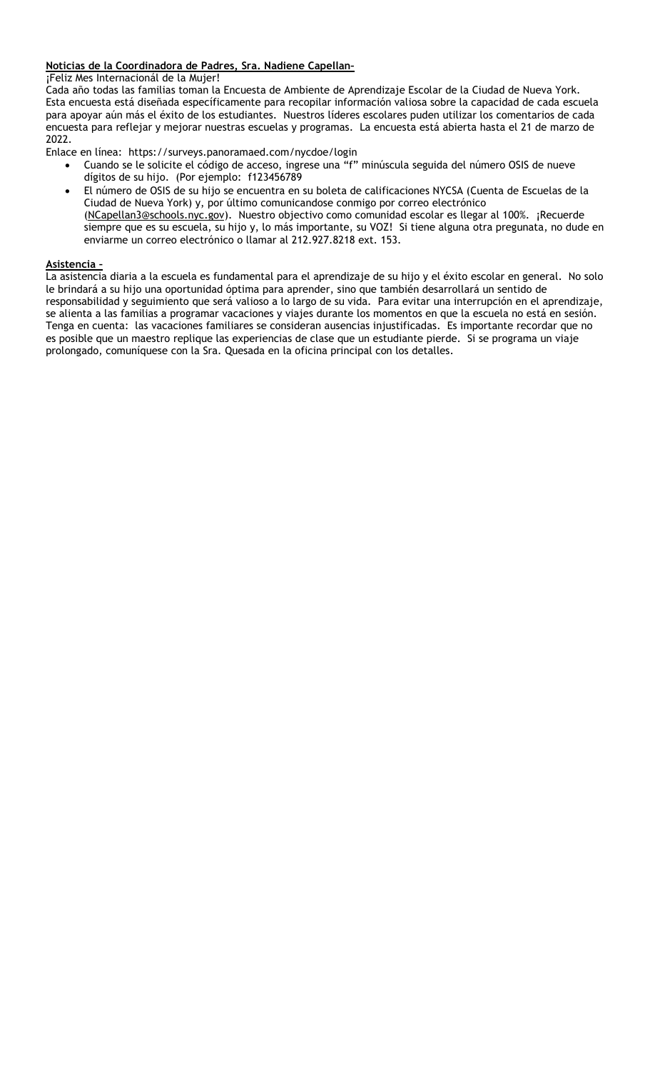**Noticias de la Coordinadora de Padres, Sra. Nadiene Capellan–**

¡Feliz Mes Internacionál de la Mujer!

Cada año todas las familias toman la Encuesta de Ambiente de Aprendizaje Escolar de la Ciudad de Nueva York. Esta encuesta está diseñada específicamente para recopilar información valiosa sobre la capacidad de cada escuela para apoyar aún más el éxito de los estudiantes. Nuestros líderes escolares puden utilizar los comentarios de cada encuesta para reflejar y mejorar nuestras escuelas y programas. La encuesta está abierta hasta el 21 de marzo de 2022.

Enlace en línea: https://surveys.panoramaed.com/nycdoe/login

- Cuando se le solicite el código de acceso, ingrese una "f" minúscula seguida del número OSIS de nueve dígitos de su hijo. (Por ejemplo: f123456789
- El número de OSIS de su hijo se encuentra en su boleta de calificaciones NYCSA (Cuenta de Escuelas de la Ciudad de Nueva York) y, por último comunicandose conmigo por correo electrónico (NCapellan3@schools.nyc.gov). Nuestro objectivo como comunidad escolar es llegar al 100%. ¡Recuerde siempre que es su escuela, su hijo y, lo más importante, su VOZ! Si tiene alguna otra pregunata, no dude en enviarme un correo electrónico o llamar al 212.927.8218 ext. 153.

**Asistencia –**

La asistencia diaria a la escuela es fundamental para el aprendizaje de su hijo y el éxito escolar en general. No solo le brindará a su hijo una oportunidad óptima para aprender, sino que también desarrollará un sentido de responsabilidad y seguimiento que será valioso a lo largo de su vida. Para evitar una interrupción en el aprendizaje, se alienta a las familias a programar vacaciones y viajes durante los momentos en que la escuela no está en sesión. Tenga en cuenta: las vacaciones familiares se consideran ausencias injustificadas. Es importante recordar que no es posible que un maestro replique las experiencias de clase que un estudiante pierde. Si se programa un viaje prolongado, comuníquese con la Sra. Quesada en la oficina principal con los detalles.